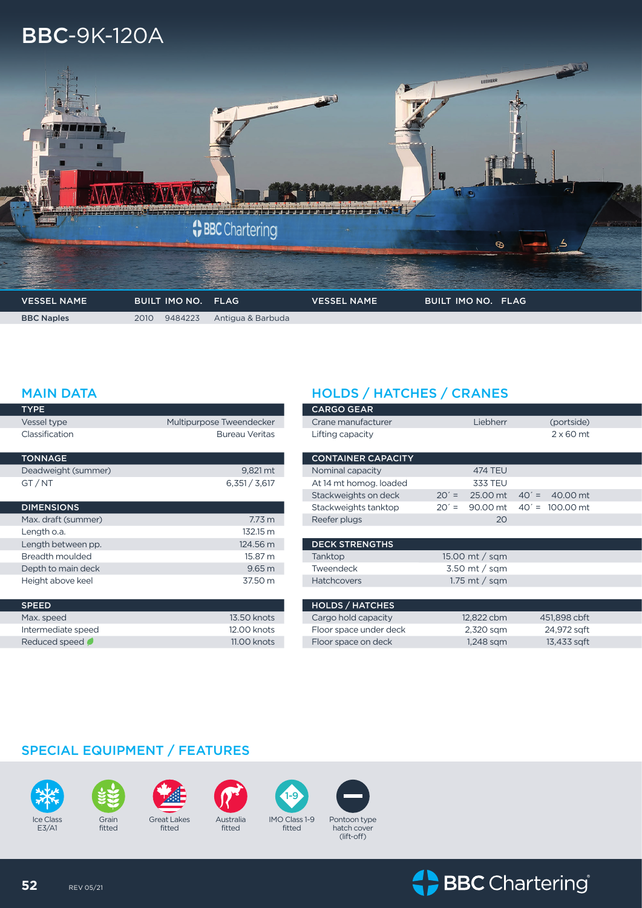# BBC-9K-120A

| VESSEL NAME | BUILT | IMO NO. | FLAG | VESSEL NAME | BUILT | IMO NO. | FLAG |
|---|---|---|---|---|---|---|---|
| **BBC Naples** | 2010 | 9484223 | Antigua & Barbuda | | | | |

## MAIN DATA

| TYPE | |
|---|---|
| Vessel type | Multipurpose Tweendecker |
| Classification | Bureau Veritas |

| TONNAGE | |
|---|---|
| Deadweight (summer) | 9,821 mt |
| GT / NT | 6,351 / 3,617 |

| DIMENSIONS | |
|---|---|
| Max. draft (summer) | 7.73 m |
| Length o.a. | 132.15 m |
| Length between pp. | 124.56 m |
| Breadth moulded | 15.87 m |
| Depth to main deck | 9.65 m |
| Height above keel | 37.50 m |

| SPEED | |
|---|---|
| Max. speed | 13.50 knots |
| Intermediate speed | 12.00 knots |
| Reduced speed | 11.00 knots |

## HOLDS / HATCHES / CRANES

| CARGO GEAR | | |
|---|---|---|
| Crane manufacturer | Liebherr | (portside) |
| Lifting capacity | | 2 x 60 mt |

| CONTAINER CAPACITY | | | | |
|---|---|---|---|---|
| Nominal capacity | | 474 TEU | | |
| At 14 mt homog. loaded | | 333 TEU | | |
| Stackweights on deck | 20´ = | 25.00 mt | 40´ = | 40.00 mt |
| Stackweights tanktop | 20´ = | 90.00 mt | 40´ = | 100.00 mt |
| Reefer plugs | | 20 | | |

| DECK STRENGTHS | |
|---|---|
| Tanktop | 15.00 mt / sqm |
| Tweendeck | 3.50 mt / sqm |
| Hatchcovers | 1.75 mt / sqm |

| HOLDS / HATCHES | | |
|---|---|---|
| Cargo hold capacity | 12,822 cbm | 451,898 cbft |
| Floor space under deck | 2,320 sqm | 24,972 sqft |
| Floor space on deck | 1,248 sqm | 13,433 sqft |

## SPECIAL EQUIPMENT / FEATURES

- Ice Class E3/A1
- Grain fitted
- Great Lakes fitted
- Australia fitted
- IMO Class 1-9 fitted
- Pontoon type hatch cover (lift-off)

REV 05/21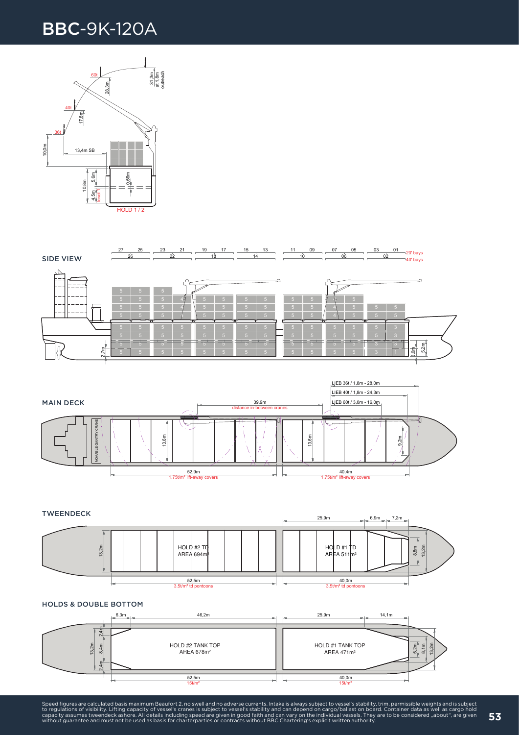# BBC-9K-120A

60t
40t
36t
31,3m at 1,8m outreach
28,3m
17,8m
10,0m
13,4m SB
10,8m
5,6m
4,5m
level 1
0,66m
HOLD 1 / 2

## SIDE VIEW

27 25 23 21 19 17 15 13 11 09 07 05 03 01 20' bays
26 22 18 14 10 06 02 40' bays

2,7m
2,6m
5,2m

## MAIN DECK

LIEB 36t / 1,8m - 28,0m
LIEB 40t / 1,8m - 24,3m
LIEB 60t / 3,0m - 16,0m
39,9m
distance in-between cranes
MOVABLE GANTRY CRANE
13,6m
13,6m
9,2m
52,9m
1.75t/m² lift-away covers
40,4m
1.75t/m² lift-away covers

## TWEENDECK

25,9m 6,9m 7,2m
13,2m
HOLD #2 TD
AREA 694m²
HOLD #1 TD
AREA 511m²
8,8m
13,2m
52,5m
3.5t/m² td pontoons
40,0m
3.5t/m² td pontoons

## HOLDS & DOUBLE BOTTOM

6,3m 46,2m 25,9m 14,1m
13,2m
2,4m
8,4m
2,4m
HOLD #2 TANK TOP
AREA 678m²
HOLD #1 TANK TOP
AREA 471m²
5,2m
8,1m
13,2m
52,5m
15t/m²
40,0m
15t/m²

Speed figures are calculated basis maximum Beaufort 2, no swell and no adverse currents. Intake is always subject to vessel's stability, trim, permissible weights and is subject to regulations of visibility. Lifting capacity of vessel's cranes is subject to vessel's stability and can depend on cargo/ballast on board. Container data as well as cargo hold capacity assumes tweendeck ashore. All details including speed are given in good faith and can vary on the individual vessels. They are to be considered „about", are given without guarantee and must not be used as basis for charterparties or contracts without BBC Chartering's explicit written authority.